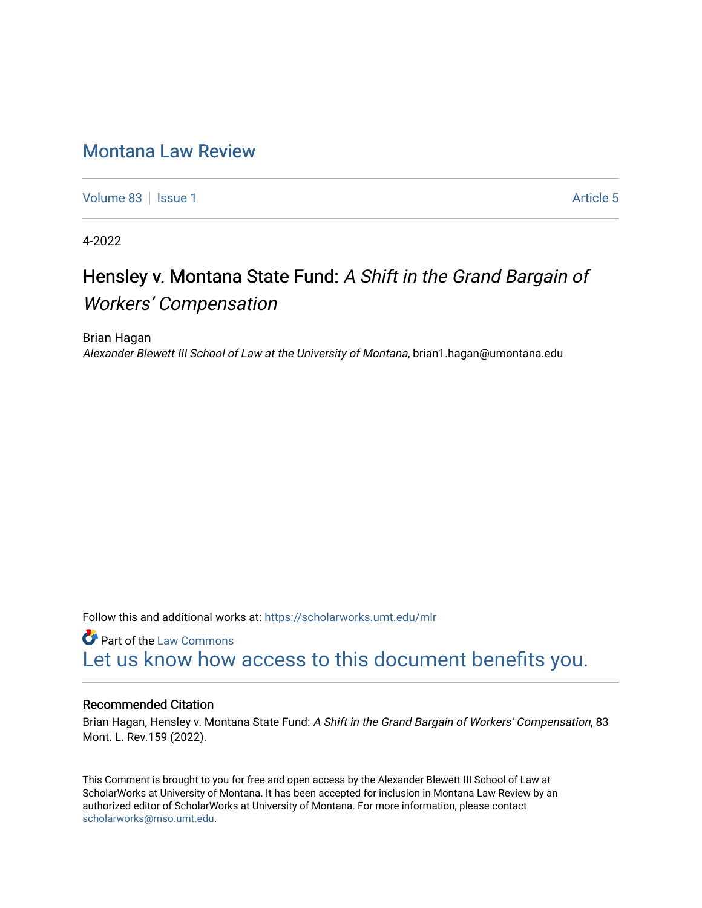# Montana Law Review

Volume 83 | Issue 1 | Article 5

4-2022

## Hensley v. Montana State Fund: *A Shift in the Grand Bargain of Workers' Compensation*

Brian Hagan
*Alexander Blewett III School of Law at the University of Montana*, brian1.hagan@umontana.edu

Follow this and additional works at: https://scholarworks.umt.edu/mlr

Part of the Law Commons

Let us know how access to this document benefits you.

### Recommended Citation

Brian Hagan, Hensley v. Montana State Fund: *A Shift in the Grand Bargain of Workers' Compensation*, 83 Mont. L. Rev.159 (2022).

This Comment is brought to you for free and open access by the Alexander Blewett III School of Law at ScholarWorks at University of Montana. It has been accepted for inclusion in Montana Law Review by an authorized editor of ScholarWorks at University of Montana. For more information, please contact scholarworks@mso.umt.edu.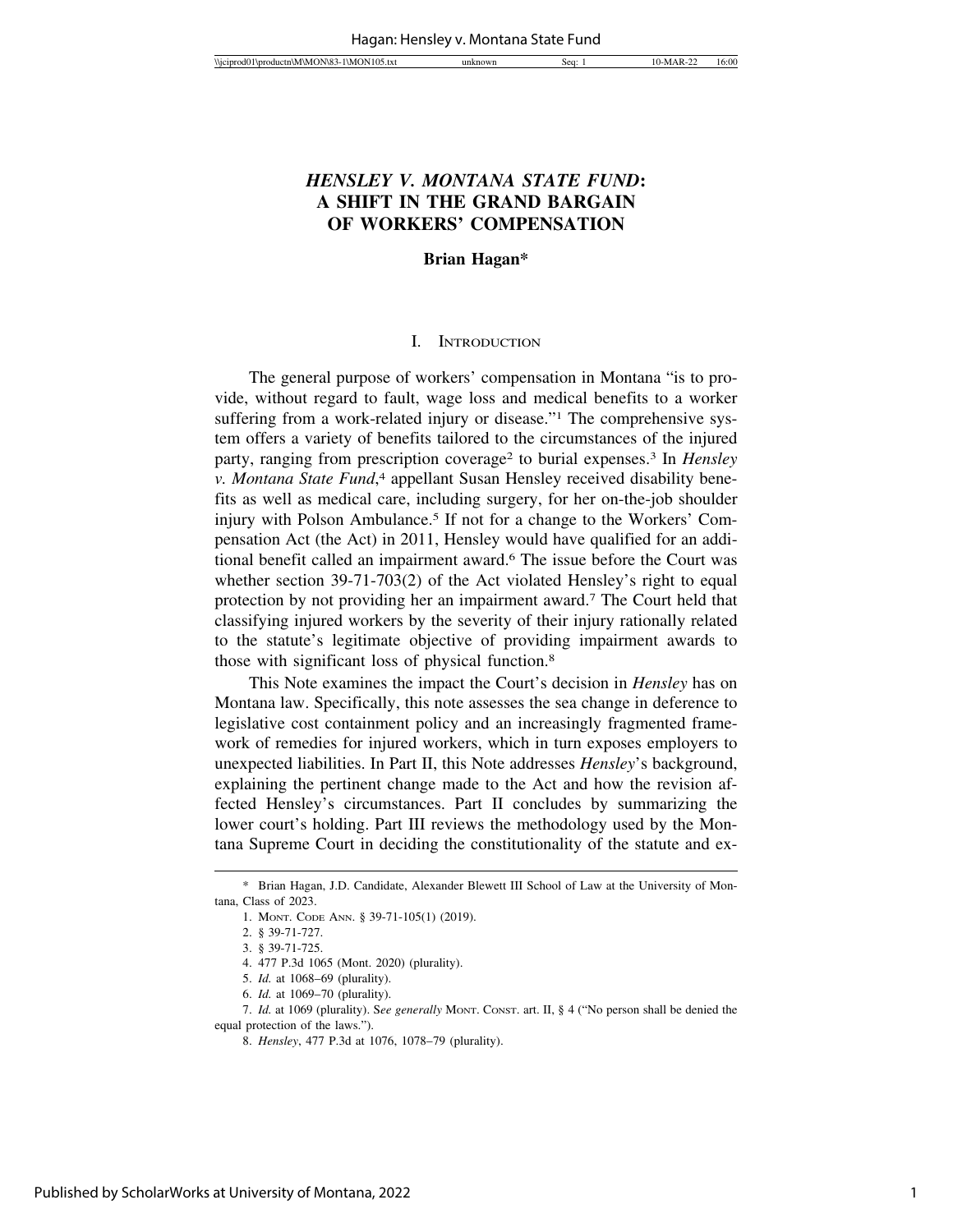# *HENSLEY V. MONTANA STATE FUND*: A SHIFT IN THE GRAND BARGAIN OF WORKERS' COMPENSATION

**Brian Hagan***

## I. Introduction

The general purpose of workers' compensation in Montana "is to provide, without regard to fault, wage loss and medical benefits to a worker suffering from a work-related injury or disease."[1] The comprehensive system offers a variety of benefits tailored to the circumstances of the injured party, ranging from prescription coverage[2] to burial expenses.[3] In *Hensley v. Montana State Fund*,[4] appellant Susan Hensley received disability benefits as well as medical care, including surgery, for her on-the-job shoulder injury with Polson Ambulance.[5] If not for a change to the Workers' Compensation Act (the Act) in 2011, Hensley would have qualified for an additional benefit called an impairment award.[6] The issue before the Court was whether section 39-71-703(2) of the Act violated Hensley's right to equal protection by not providing her an impairment award.[7] The Court held that classifying injured workers by the severity of their injury rationally related to the statute's legitimate objective of providing impairment awards to those with significant loss of physical function.[8]

This Note examines the impact the Court's decision in *Hensley* has on Montana law. Specifically, this note assesses the sea change in deference to legislative cost containment policy and an increasingly fragmented framework of remedies for injured workers, which in turn exposes employers to unexpected liabilities. In Part II, this Note addresses *Hensley*'s background, explaining the pertinent change made to the Act and how the revision affected Hensley's circumstances. Part II concludes by summarizing the lower court's holding. Part III reviews the methodology used by the Montana Supreme Court in deciding the constitutionality of the statute and ex-

---

\* Brian Hagan, J.D. Candidate, Alexander Blewett III School of Law at the University of Montana, Class of 2023.

1. Mont. Code Ann. § 39-71-105(1) (2019).
2. § 39-71-727.
3. § 39-71-725.
4. 477 P.3d 1065 (Mont. 2020) (plurality).
5. *Id.* at 1068–69 (plurality).
6. *Id.* at 1069–70 (plurality).
7. *Id.* at 1069 (plurality). S*ee generally* Mont. Const. art. II, § 4 ("No person shall be denied the equal protection of the laws.").
8. *Hensley*, 477 P.3d at 1076, 1078–79 (plurality).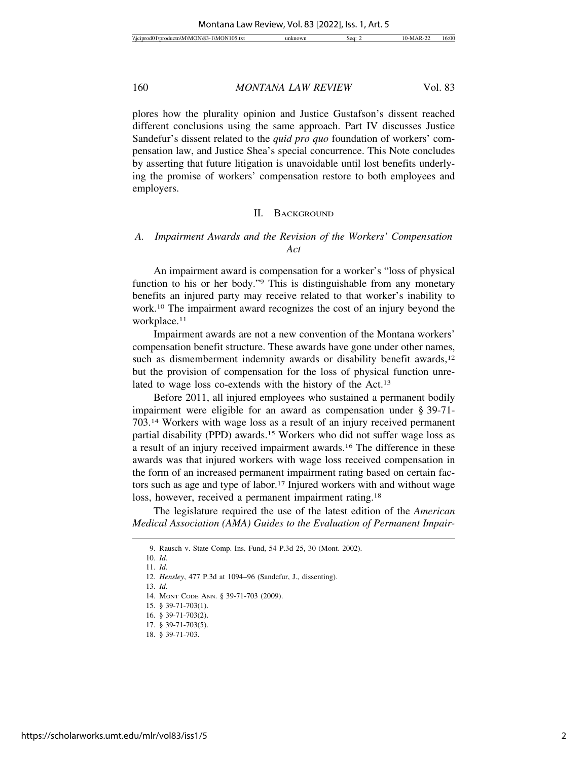plores how the plurality opinion and Justice Gustafson's dissent reached different conclusions using the same approach. Part IV discusses Justice Sandefur's dissent related to the *quid pro quo* foundation of workers' compensation law, and Justice Shea's special concurrence. This Note concludes by asserting that future litigation is unavoidable until lost benefits underlying the promise of workers' compensation restore to both employees and employers.

## II. Background

### *A. Impairment Awards and the Revision of the Workers' Compensation Act*

An impairment award is compensation for a worker's "loss of physical function to his or her body."[9] This is distinguishable from any monetary benefits an injured party may receive related to that worker's inability to work.[10] The impairment award recognizes the cost of an injury beyond the workplace.[11]

Impairment awards are not a new convention of the Montana workers' compensation benefit structure. These awards have gone under other names, such as dismemberment indemnity awards or disability benefit awards,[12] but the provision of compensation for the loss of physical function unrelated to wage loss co-extends with the history of the Act.[13]

Before 2011, all injured employees who sustained a permanent bodily impairment were eligible for an award as compensation under § 39-71-703.[14] Workers with wage loss as a result of an injury received permanent partial disability (PPD) awards.[15] Workers who did not suffer wage loss as a result of an injury received impairment awards.[16] The difference in these awards was that injured workers with wage loss received compensation in the form of an increased permanent impairment rating based on certain factors such as age and type of labor.[17] Injured workers with and without wage loss, however, received a permanent impairment rating.[18]

The legislature required the use of the latest edition of the *American Medical Association (AMA) Guides to the Evaluation of Permanent Impair-*

9. Rausch v. State Comp. Ins. Fund, 54 P.3d 25, 30 (Mont. 2002).

10. *Id.*

11. *Id.*

12. *Hensley*, 477 P.3d at 1094–96 (Sandefur, J., dissenting).

13. *Id.*

14. Mont Code Ann. § 39-71-703 (2009).

15. § 39-71-703(1).

16. § 39-71-703(2).

17. § 39-71-703(5).

18. § 39-71-703.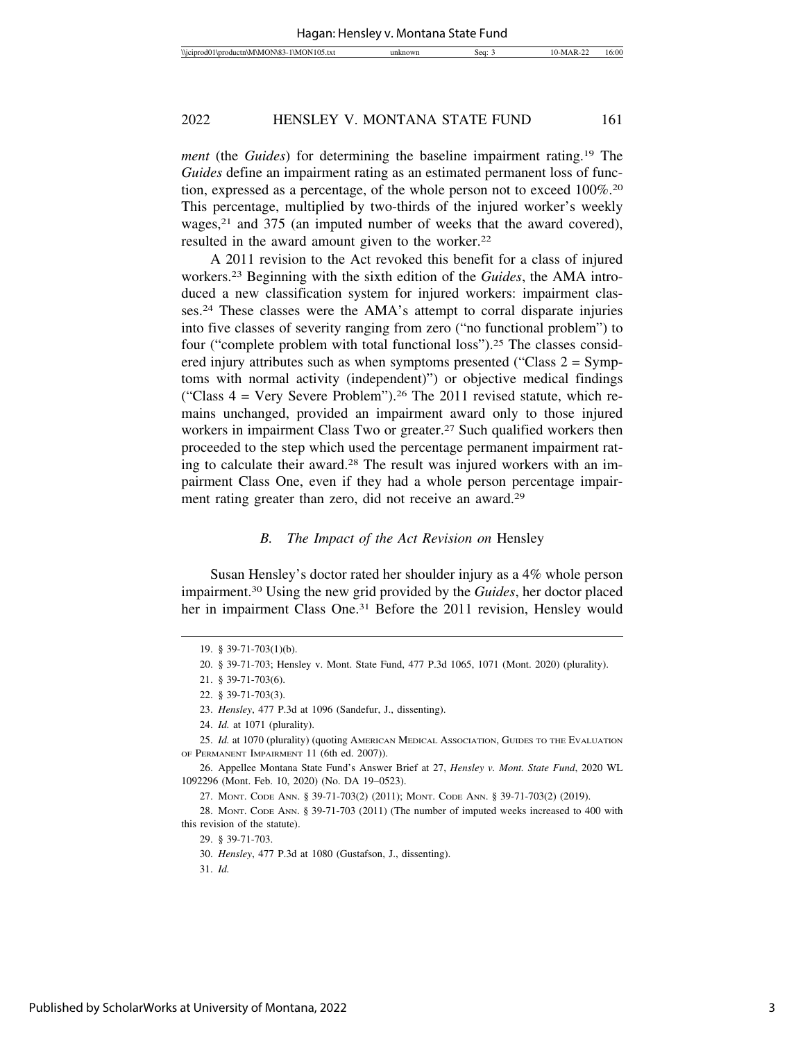*ment* (the *Guides*) for determining the baseline impairment rating.[19] The *Guides* define an impairment rating as an estimated permanent loss of function, expressed as a percentage, of the whole person not to exceed 100%.[20] This percentage, multiplied by two-thirds of the injured worker's weekly wages,[21] and 375 (an imputed number of weeks that the award covered), resulted in the award amount given to the worker.[22]

A 2011 revision to the Act revoked this benefit for a class of injured workers.[23] Beginning with the sixth edition of the *Guides*, the AMA introduced a new classification system for injured workers: impairment classes.[24] These classes were the AMA's attempt to corral disparate injuries into five classes of severity ranging from zero ("no functional problem") to four ("complete problem with total functional loss").[25] The classes considered injury attributes such as when symptoms presented ("Class 2 = Symptoms with normal activity (independent)") or objective medical findings ("Class 4 = Very Severe Problem").[26] The 2011 revised statute, which remains unchanged, provided an impairment award only to those injured workers in impairment Class Two or greater.[27] Such qualified workers then proceeded to the step which used the percentage permanent impairment rating to calculate their award.[28] The result was injured workers with an impairment Class One, even if they had a whole person percentage impairment rating greater than zero, did not receive an award.[29]

### *B. The Impact of the Act Revision on* Hensley

Susan Hensley's doctor rated her shoulder injury as a 4% whole person impairment.[30] Using the new grid provided by the *Guides*, her doctor placed her in impairment Class One.[31] Before the 2011 revision, Hensley would

---

19. § 39-71-703(1)(b).

20. § 39-71-703; Hensley v. Mont. State Fund, 477 P.3d 1065, 1071 (Mont. 2020) (plurality).

21. § 39-71-703(6).

22. § 39-71-703(3).

23. *Hensley*, 477 P.3d at 1096 (Sandefur, J., dissenting).

24. *Id.* at 1071 (plurality).

25. *Id.* at 1070 (plurality) (quoting AMERICAN MEDICAL ASSOCIATION, GUIDES TO THE EVALUATION OF PERMANENT IMPAIRMENT 11 (6th ed. 2007)).

26. Appellee Montana State Fund's Answer Brief at 27, *Hensley v. Mont. State Fund*, 2020 WL 1092296 (Mont. Feb. 10, 2020) (No. DA 19–0523).

27. MONT. CODE ANN. § 39-71-703(2) (2011); MONT. CODE ANN. § 39-71-703(2) (2019).

28. MONT. CODE ANN. § 39-71-703 (2011) (The number of imputed weeks increased to 400 with this revision of the statute).

29. § 39-71-703.

30. *Hensley*, 477 P.3d at 1080 (Gustafson, J., dissenting).

31. *Id.*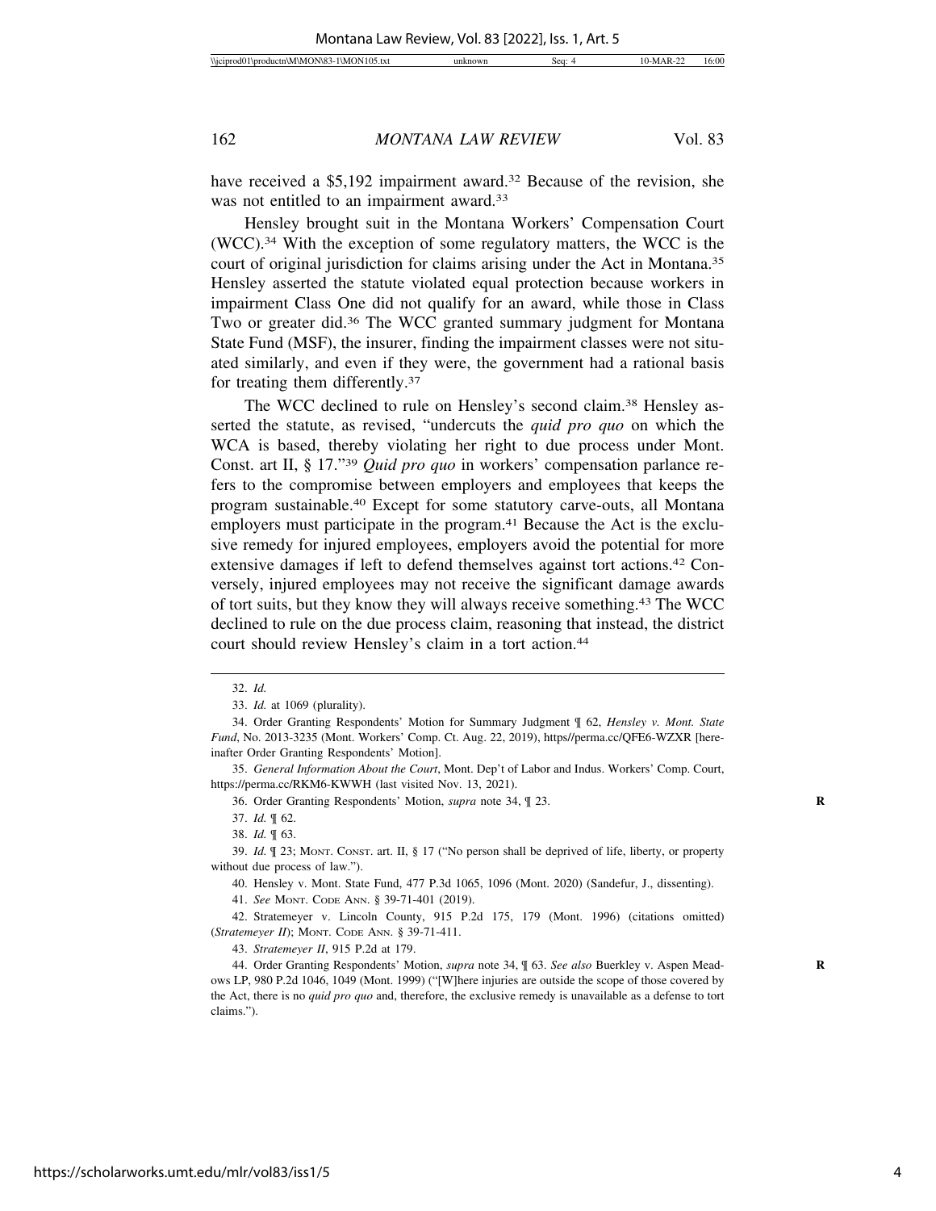have received a $5,192 impairment award.[32] Because of the revision, she was not entitled to an impairment award.[33]

Hensley brought suit in the Montana Workers' Compensation Court (WCC).[34] With the exception of some regulatory matters, the WCC is the court of original jurisdiction for claims arising under the Act in Montana.[35] Hensley asserted the statute violated equal protection because workers in impairment Class One did not qualify for an award, while those in Class Two or greater did.[36] The WCC granted summary judgment for Montana State Fund (MSF), the insurer, finding the impairment classes were not situated similarly, and even if they were, the government had a rational basis for treating them differently.[37]

The WCC declined to rule on Hensley's second claim.[38] Hensley asserted the statute, as revised, "undercuts the *quid pro quo* on which the WCA is based, thereby violating her right to due process under Mont. Const. art II, § 17."[39] *Quid pro quo* in workers' compensation parlance refers to the compromise between employers and employees that keeps the program sustainable.[40] Except for some statutory carve-outs, all Montana employers must participate in the program.[41] Because the Act is the exclusive remedy for injured employees, employers avoid the potential for more extensive damages if left to defend themselves against tort actions.[42] Conversely, injured employees may not receive the significant damage awards of tort suits, but they know they will always receive something.[43] The WCC declined to rule on the due process claim, reasoning that instead, the district court should review Hensley's claim in a tort action.[44]

---

32. *Id.*

33. *Id.* at 1069 (plurality).

34. Order Granting Respondents' Motion for Summary Judgment ¶ 62, *Hensley v. Mont. State Fund*, No. 2013-3235 (Mont. Workers' Comp. Ct. Aug. 22, 2019), https//perma.cc/QFE6-WZXR [hereinafter Order Granting Respondents' Motion].

35. *General Information About the Court*, Mont. Dep't of Labor and Indus. Workers' Comp. Court, https://perma.cc/RKM6-KWWH (last visited Nov. 13, 2021).

36. Order Granting Respondents' Motion, *supra* note 34, ¶ 23.

37. *Id.* ¶ 62.

38. *Id.* ¶ 63.

39. *Id.* ¶ 23; MONT. CONST. art. II, § 17 ("No person shall be deprived of life, liberty, or property without due process of law.").

40. Hensley v. Mont. State Fund, 477 P.3d 1065, 1096 (Mont. 2020) (Sandefur, J., dissenting).

41. *See* MONT. CODE ANN. § 39-71-401 (2019).

42. Stratemeyer v. Lincoln County, 915 P.2d 175, 179 (Mont. 1996) (citations omitted) (*Stratemeyer II*); MONT. CODE ANN. § 39-71-411.

43. *Stratemeyer II*, 915 P.2d at 179.

44. Order Granting Respondents' Motion, *supra* note 34, ¶ 63. *See also* Buerkley v. Aspen Meadows LP, 980 P.2d 1046, 1049 (Mont. 1999) ("[W]here injuries are outside the scope of those covered by the Act, there is no *quid pro quo* and, therefore, the exclusive remedy is unavailable as a defense to tort claims.").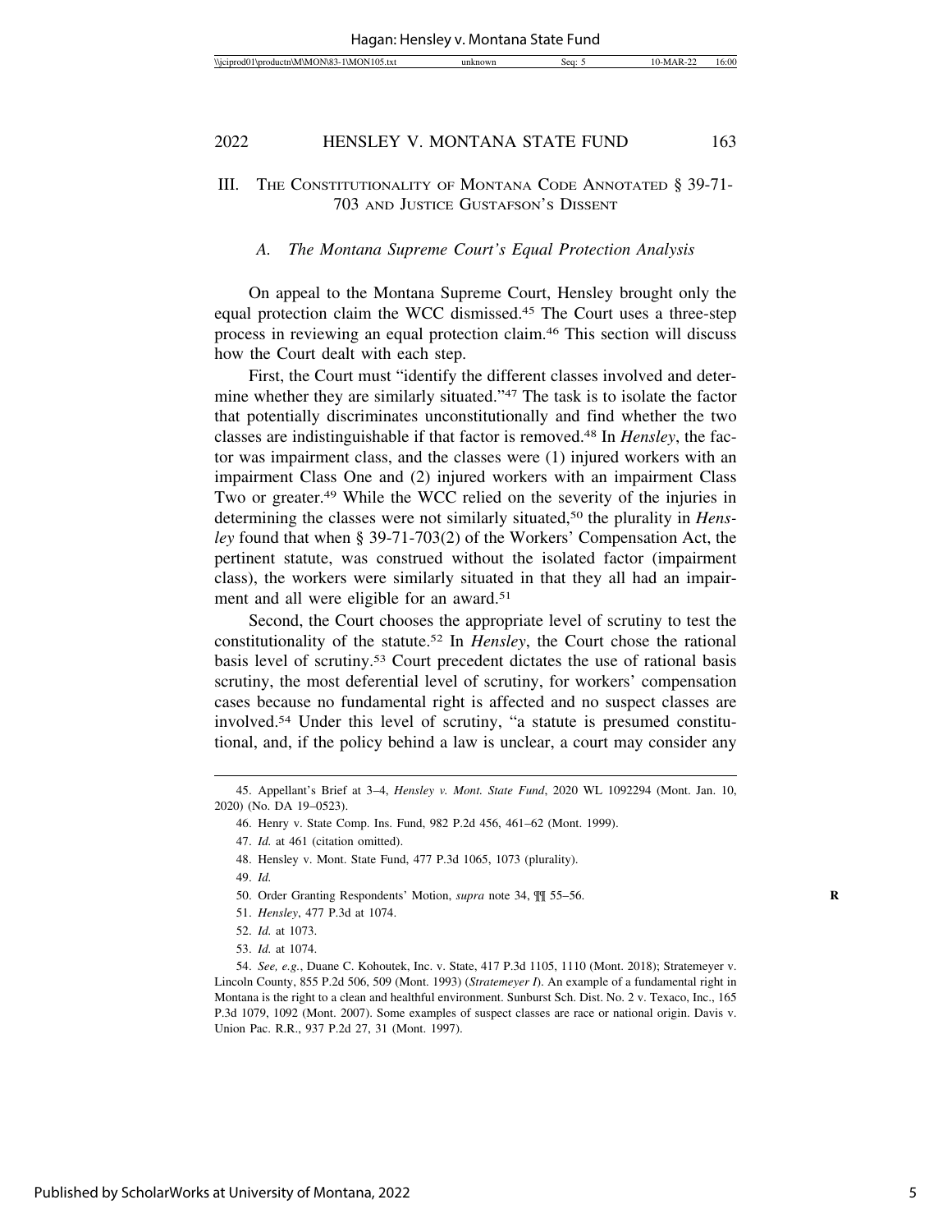## III. The Constitutionality of Montana Code Annotated § 39-71-703 and Justice Gustafson's Dissent

### A. *The Montana Supreme Court's Equal Protection Analysis*

On appeal to the Montana Supreme Court, Hensley brought only the equal protection claim the WCC dismissed.[45] The Court uses a three-step process in reviewing an equal protection claim.[46] This section will discuss how the Court dealt with each step.

First, the Court must "identify the different classes involved and determine whether they are similarly situated."[47] The task is to isolate the factor that potentially discriminates unconstitutionally and find whether the two classes are indistinguishable if that factor is removed.[48] In *Hensley*, the factor was impairment class, and the classes were (1) injured workers with an impairment Class One and (2) injured workers with an impairment Class Two or greater.[49] While the WCC relied on the severity of the injuries in determining the classes were not similarly situated,[50] the plurality in *Hensley* found that when § 39-71-703(2) of the Workers' Compensation Act, the pertinent statute, was construed without the isolated factor (impairment class), the workers were similarly situated in that they all had an impairment and all were eligible for an award.[51]

Second, the Court chooses the appropriate level of scrutiny to test the constitutionality of the statute.[52] In *Hensley*, the Court chose the rational basis level of scrutiny.[53] Court precedent dictates the use of rational basis scrutiny, the most deferential level of scrutiny, for workers' compensation cases because no fundamental right is affected and no suspect classes are involved.[54] Under this level of scrutiny, "a statute is presumed constitutional, and, if the policy behind a law is unclear, a court may consider any

---

45. Appellant's Brief at 3–4, *Hensley v. Mont. State Fund*, 2020 WL 1092294 (Mont. Jan. 10, 2020) (No. DA 19–0523).

46. Henry v. State Comp. Ins. Fund, 982 P.2d 456, 461–62 (Mont. 1999).

47. *Id.* at 461 (citation omitted).

48. Hensley v. Mont. State Fund, 477 P.3d 1065, 1073 (plurality).

49. *Id.*

50. Order Granting Respondents' Motion, *supra* note 34, ¶¶ 55–56.

51. *Hensley*, 477 P.3d at 1074.

52. *Id.* at 1073.

53. *Id.* at 1074.

54. *See, e.g.*, Duane C. Kohoutek, Inc. v. State, 417 P.3d 1105, 1110 (Mont. 2018); Stratemeyer v. Lincoln County, 855 P.2d 506, 509 (Mont. 1993) (*Stratemeyer I*). An example of a fundamental right in Montana is the right to a clean and healthful environment. Sunburst Sch. Dist. No. 2 v. Texaco, Inc., 165 P.3d 1079, 1092 (Mont. 2007). Some examples of suspect classes are race or national origin. Davis v. Union Pac. R.R., 937 P.2d 27, 31 (Mont. 1997).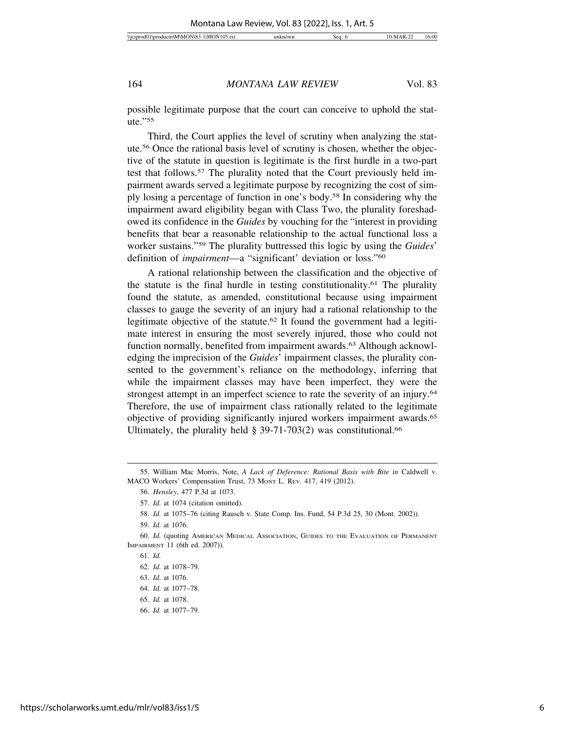possible legitimate purpose that the court can conceive to uphold the statute."[55]

Third, the Court applies the level of scrutiny when analyzing the statute.[56] Once the rational basis level of scrutiny is chosen, whether the objective of the statute in question is legitimate is the first hurdle in a two-part test that follows.[57] The plurality noted that the Court previously held impairment awards served a legitimate purpose by recognizing the cost of simply losing a percentage of function in one's body.[58] In considering why the impairment award eligibility began with Class Two, the plurality foreshadowed its confidence in the *Guides* by vouching for the "interest in providing benefits that bear a reasonable relationship to the actual functional loss a worker sustains."[59] The plurality buttressed this logic by using the *Guides*' definition of *impairment*—a "significant' deviation or loss."[60]

A rational relationship between the classification and the objective of the statute is the final hurdle in testing constitutionality.[61] The plurality found the statute, as amended, constitutional because using impairment classes to gauge the severity of an injury had a rational relationship to the legitimate objective of the statute.[62] It found the government had a legitimate interest in ensuring the most severely injured, those who could not function normally, benefited from impairment awards.[63] Although acknowledging the imprecision of the *Guides*' impairment classes, the plurality consented to the government's reliance on the methodology, inferring that while the impairment classes may have been imperfect, they were the strongest attempt in an imperfect science to rate the severity of an injury.[64] Therefore, the use of impairment class rationally related to the legitimate objective of providing significantly injured workers impairment awards.[65] Ultimately, the plurality held § 39-71-703(2) was constitutional.[66]

---

55. William Mac Morris, Note, *A Lack of Deference: Rational Basis with Bite in* Caldwell v. MACO Workers' Compensation Trust, 73 MONT L. REV. 417, 419 (2012).

56. *Hensley*, 477 P.3d at 1073.

57. *Id.* at 1074 (citation omitted).

58. *Id.* at 1075–76 (citing Rausch v. State Comp. Ins. Fund, 54 P.3d 25, 30 (Mont. 2002)).

59. *Id.* at 1076.

60. *Id.* (quoting AMERICAN MEDICAL ASSOCIATION, GUIDES TO THE EVALUATION OF PERMANENT IMPAIRMENT 11 (6th ed. 2007)).

61. *Id.*

62. *Id.* at 1078–79.

63. *Id.* at 1076.

64. *Id.* at 1077–78.

65. *Id.* at 1078.

66. *Id.* at 1077–79.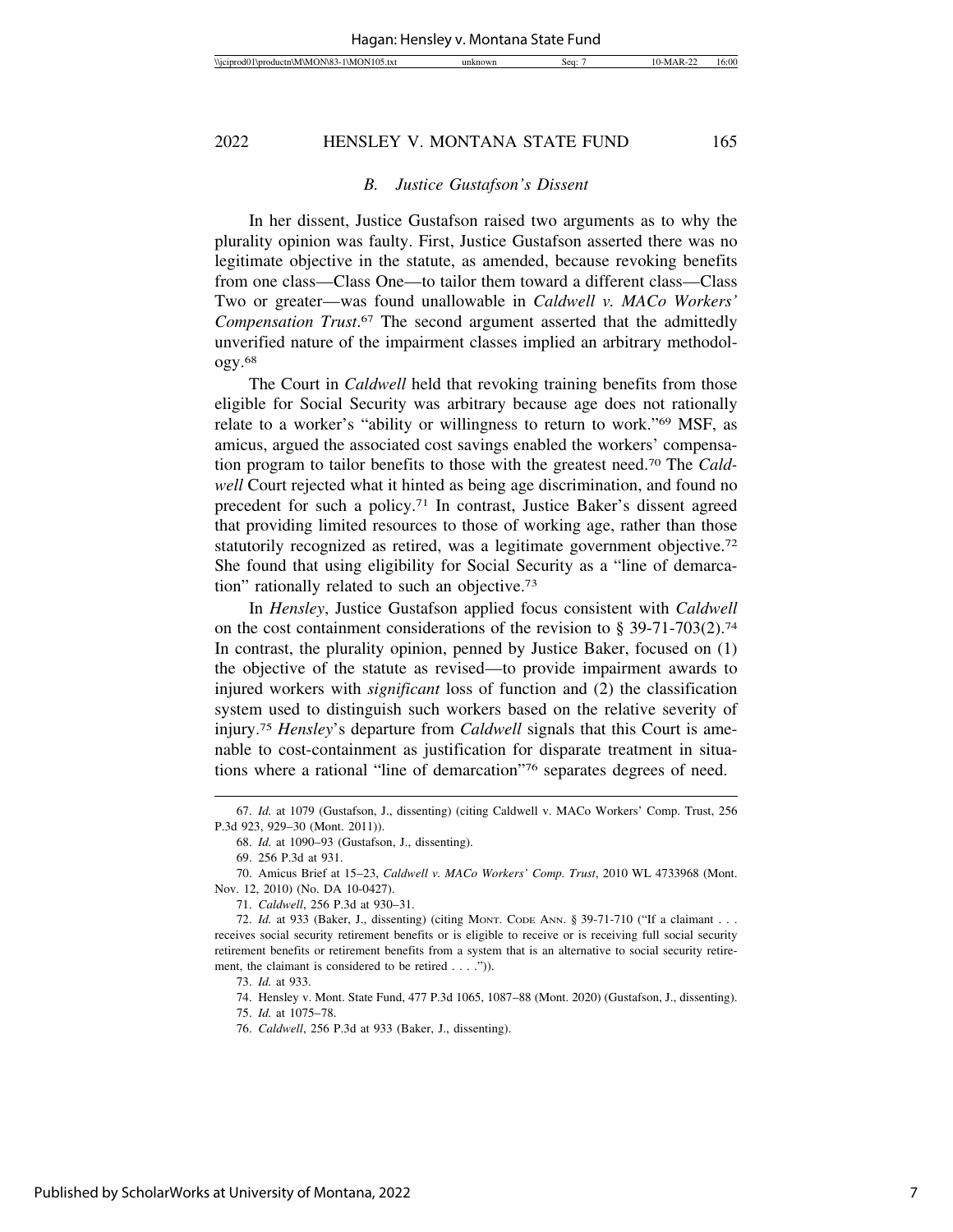### B. *Justice Gustafson's Dissent*

In her dissent, Justice Gustafson raised two arguments as to why the plurality opinion was faulty. First, Justice Gustafson asserted there was no legitimate objective in the statute, as amended, because revoking benefits from one class—Class One—to tailor them toward a different class—Class Two or greater—was found unallowable in *Caldwell v. MACo Workers' Compensation Trust*.[67] The second argument asserted that the admittedly unverified nature of the impairment classes implied an arbitrary methodology.[68]

The Court in *Caldwell* held that revoking training benefits from those eligible for Social Security was arbitrary because age does not rationally relate to a worker's "ability or willingness to return to work."[69] MSF, as amicus, argued the associated cost savings enabled the workers' compensation program to tailor benefits to those with the greatest need.[70] The *Caldwell* Court rejected what it hinted as being age discrimination, and found no precedent for such a policy.[71] In contrast, Justice Baker's dissent agreed that providing limited resources to those of working age, rather than those statutorily recognized as retired, was a legitimate government objective.[72] She found that using eligibility for Social Security as a "line of demarcation" rationally related to such an objective.[73]

In *Hensley*, Justice Gustafson applied focus consistent with *Caldwell* on the cost containment considerations of the revision to § 39-71-703(2).[74] In contrast, the plurality opinion, penned by Justice Baker, focused on (1) the objective of the statute as revised—to provide impairment awards to injured workers with *significant* loss of function and (2) the classification system used to distinguish such workers based on the relative severity of injury.[75] *Hensley*'s departure from *Caldwell* signals that this Court is amenable to cost-containment as justification for disparate treatment in situations where a rational "line of demarcation"[76] separates degrees of need.

---

67. *Id.* at 1079 (Gustafson, J., dissenting) (citing Caldwell v. MACo Workers' Comp. Trust, 256 P.3d 923, 929–30 (Mont. 2011)).

68. *Id.* at 1090–93 (Gustafson, J., dissenting).

69. 256 P.3d at 931.

70. Amicus Brief at 15–23, *Caldwell v. MACo Workers' Comp. Trust*, 2010 WL 4733968 (Mont. Nov. 12, 2010) (No. DA 10-0427).

71. *Caldwell*, 256 P.3d at 930–31.

72. *Id.* at 933 (Baker, J., dissenting) (citing MONT. CODE ANN. § 39-71-710 ("If a claimant . . . receives social security retirement benefits or is eligible to receive or is receiving full social security retirement benefits or retirement benefits from a system that is an alternative to social security retirement, the claimant is considered to be retired . . . .")).

73. *Id.* at 933.

74. Hensley v. Mont. State Fund, 477 P.3d 1065, 1087–88 (Mont. 2020) (Gustafson, J., dissenting).

75. *Id.* at 1075–78.

76. *Caldwell*, 256 P.3d at 933 (Baker, J., dissenting).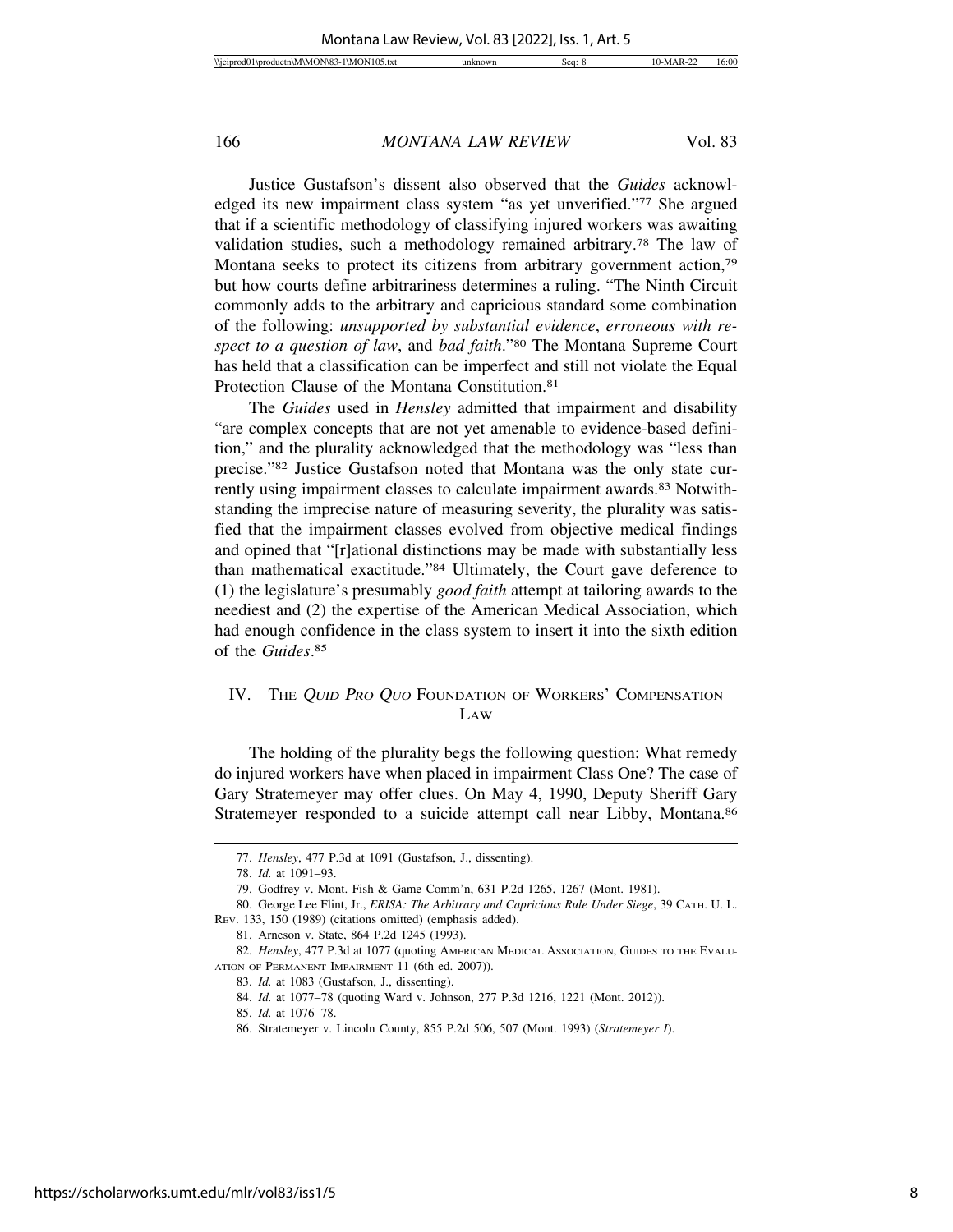Justice Gustafson's dissent also observed that the *Guides* acknowledged its new impairment class system "as yet unverified."[77] She argued that if a scientific methodology of classifying injured workers was awaiting validation studies, such a methodology remained arbitrary.[78] The law of Montana seeks to protect its citizens from arbitrary government action,[79] but how courts define arbitrariness determines a ruling. "The Ninth Circuit commonly adds to the arbitrary and capricious standard some combination of the following: *unsupported by substantial evidence*, *erroneous with respect to a question of law*, and *bad faith*."[80] The Montana Supreme Court has held that a classification can be imperfect and still not violate the Equal Protection Clause of the Montana Constitution.[81]

The *Guides* used in *Hensley* admitted that impairment and disability "are complex concepts that are not yet amenable to evidence-based definition," and the plurality acknowledged that the methodology was "less than precise."[82] Justice Gustafson noted that Montana was the only state currently using impairment classes to calculate impairment awards.[83] Notwithstanding the imprecise nature of measuring severity, the plurality was satisfied that the impairment classes evolved from objective medical findings and opined that "[r]ational distinctions may be made with substantially less than mathematical exactitude."[84] Ultimately, the Court gave deference to (1) the legislature's presumably *good faith* attempt at tailoring awards to the neediest and (2) the expertise of the American Medical Association, which had enough confidence in the class system to insert it into the sixth edition of the *Guides*.[85]

## IV. The *Quid Pro Quo* Foundation of Workers' Compensation Law

The holding of the plurality begs the following question: What remedy do injured workers have when placed in impairment Class One? The case of Gary Stratemeyer may offer clues. On May 4, 1990, Deputy Sheriff Gary Stratemeyer responded to a suicide attempt call near Libby, Montana.[86]

---

77. *Hensley*, 477 P.3d at 1091 (Gustafson, J., dissenting).

78. *Id.* at 1091–93.

79. Godfrey v. Mont. Fish & Game Comm'n, 631 P.2d 1265, 1267 (Mont. 1981).

80. George Lee Flint, Jr., *ERISA: The Arbitrary and Capricious Rule Under Siege*, 39 Cath. U. L. Rev. 133, 150 (1989) (citations omitted) (emphasis added).

81. Arneson v. State, 864 P.2d 1245 (1993).

82. *Hensley*, 477 P.3d at 1077 (quoting American Medical Association, Guides to the Evaluation of Permanent Impairment 11 (6th ed. 2007)).

83. *Id.* at 1083 (Gustafson, J., dissenting).

84. *Id.* at 1077–78 (quoting Ward v. Johnson, 277 P.3d 1216, 1221 (Mont. 2012)).

85. *Id.* at 1076–78.

86. Stratemeyer v. Lincoln County, 855 P.2d 506, 507 (Mont. 1993) (*Stratemeyer I*).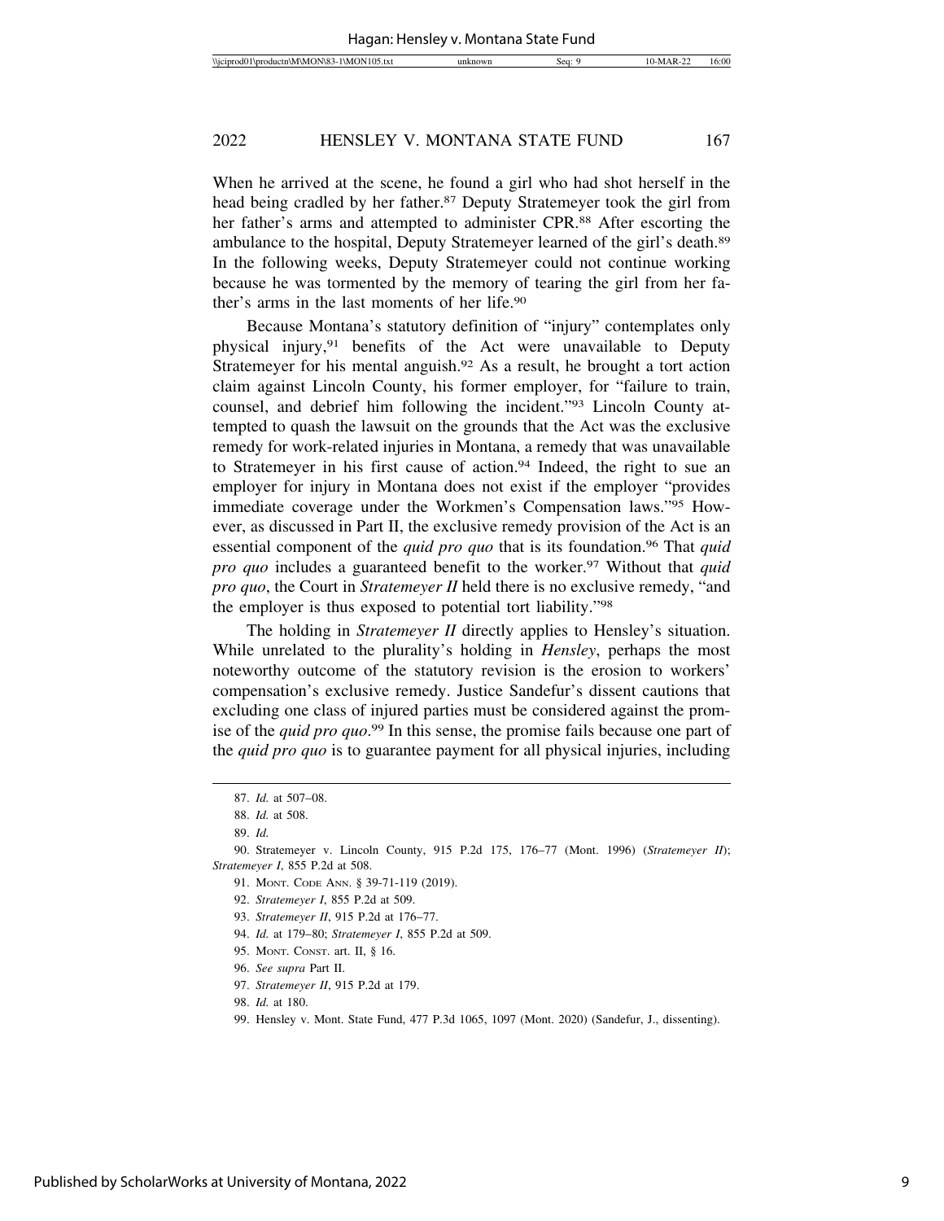When he arrived at the scene, he found a girl who had shot herself in the head being cradled by her father.[87] Deputy Stratemeyer took the girl from her father's arms and attempted to administer CPR.[88] After escorting the ambulance to the hospital, Deputy Stratemeyer learned of the girl's death.[89] In the following weeks, Deputy Stratemeyer could not continue working because he was tormented by the memory of tearing the girl from her father's arms in the last moments of her life.[90]

Because Montana's statutory definition of "injury" contemplates only physical injury,[91] benefits of the Act were unavailable to Deputy Stratemeyer for his mental anguish.[92] As a result, he brought a tort action claim against Lincoln County, his former employer, for "failure to train, counsel, and debrief him following the incident."[93] Lincoln County attempted to quash the lawsuit on the grounds that the Act was the exclusive remedy for work-related injuries in Montana, a remedy that was unavailable to Stratemeyer in his first cause of action.[94] Indeed, the right to sue an employer for injury in Montana does not exist if the employer "provides immediate coverage under the Workmen's Compensation laws."[95] However, as discussed in Part II, the exclusive remedy provision of the Act is an essential component of the *quid pro quo* that is its foundation.[96] That *quid pro quo* includes a guaranteed benefit to the worker.[97] Without that *quid pro quo*, the Court in *Stratemeyer II* held there is no exclusive remedy, "and the employer is thus exposed to potential tort liability."[98]

The holding in *Stratemeyer II* directly applies to Hensley's situation. While unrelated to the plurality's holding in *Hensley*, perhaps the most noteworthy outcome of the statutory revision is the erosion to workers' compensation's exclusive remedy. Justice Sandefur's dissent cautions that excluding one class of injured parties must be considered against the promise of the *quid pro quo*.[99] In this sense, the promise fails because one part of the *quid pro quo* is to guarantee payment for all physical injuries, including

---

87. *Id.* at 507–08.

88. *Id.* at 508.

89. *Id.*

90. Stratemeyer v. Lincoln County, 915 P.2d 175, 176–77 (Mont. 1996) (*Stratemeyer II*); *Stratemeyer I*, 855 P.2d at 508.

91. MONT. CODE ANN. § 39-71-119 (2019).

92. *Stratemeyer I*, 855 P.2d at 509.

93. *Stratemeyer II*, 915 P.2d at 176–77.

94. *Id.* at 179–80; *Stratemeyer I*, 855 P.2d at 509.

95. MONT. CONST. art. II, § 16.

96. *See supra* Part II.

97. *Stratemeyer II*, 915 P.2d at 179.

98. *Id.* at 180.

99. Hensley v. Mont. State Fund, 477 P.3d 1065, 1097 (Mont. 2020) (Sandefur, J., dissenting).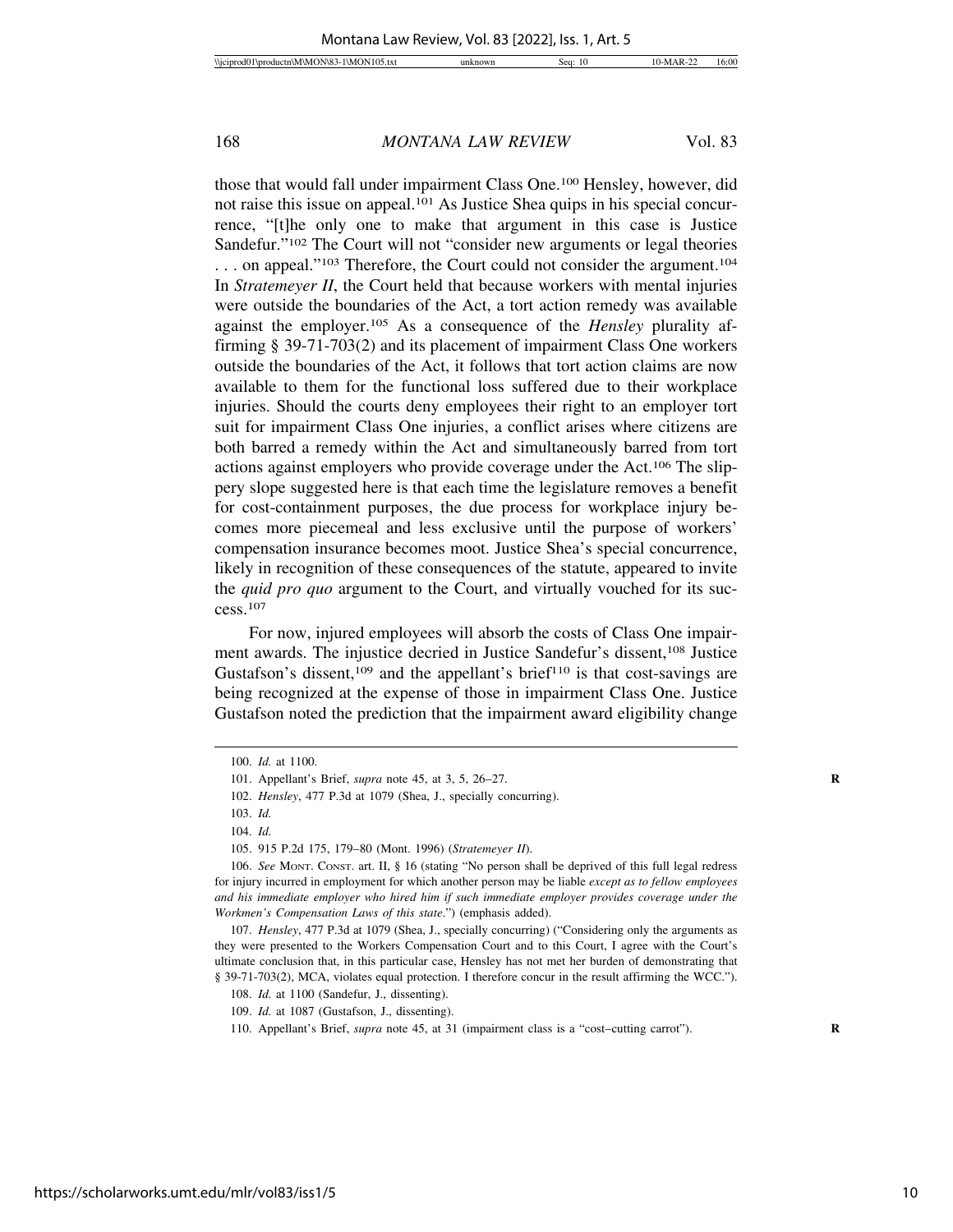those that would fall under impairment Class One.[100] Hensley, however, did not raise this issue on appeal.[101] As Justice Shea quips in his special concurrence, "[t]he only one to make that argument in this case is Justice Sandefur."[102] The Court will not "consider new arguments or legal theories . . . on appeal."[103] Therefore, the Court could not consider the argument.[104] In *Stratemeyer II*, the Court held that because workers with mental injuries were outside the boundaries of the Act, a tort action remedy was available against the employer.[105] As a consequence of the *Hensley* plurality affirming § 39-71-703(2) and its placement of impairment Class One workers outside the boundaries of the Act, it follows that tort action claims are now available to them for the functional loss suffered due to their workplace injuries. Should the courts deny employees their right to an employer tort suit for impairment Class One injuries, a conflict arises where citizens are both barred a remedy within the Act and simultaneously barred from tort actions against employers who provide coverage under the Act.[106] The slippery slope suggested here is that each time the legislature removes a benefit for cost-containment purposes, the due process for workplace injury becomes more piecemeal and less exclusive until the purpose of workers' compensation insurance becomes moot. Justice Shea's special concurrence, likely in recognition of these consequences of the statute, appeared to invite the *quid pro quo* argument to the Court, and virtually vouched for its success.[107]

For now, injured employees will absorb the costs of Class One impairment awards. The injustice decried in Justice Sandefur's dissent,[108] Justice Gustafson's dissent,[109] and the appellant's brief[110] is that cost-savings are being recognized at the expense of those in impairment Class One. Justice Gustafson noted the prediction that the impairment award eligibility change

---

100. *Id.* at 1100.

101. Appellant's Brief, *supra* note 45, at 3, 5, 26–27.

102. *Hensley*, 477 P.3d at 1079 (Shea, J., specially concurring).

103. *Id.*

104. *Id.*

105. 915 P.2d 175, 179–80 (Mont. 1996) (*Stratemeyer II*).

106. *See* MONT. CONST. art. II, § 16 (stating "No person shall be deprived of this full legal redress for injury incurred in employment for which another person may be liable *except as to fellow employees and his immediate employer who hired him if such immediate employer provides coverage under the Workmen's Compensation Laws of this state*.") (emphasis added).

107. *Hensley*, 477 P.3d at 1079 (Shea, J., specially concurring) ("Considering only the arguments as they were presented to the Workers Compensation Court and to this Court, I agree with the Court's ultimate conclusion that, in this particular case, Hensley has not met her burden of demonstrating that § 39-71-703(2), MCA, violates equal protection. I therefore concur in the result affirming the WCC.").

108. *Id.* at 1100 (Sandefur, J., dissenting).

109. *Id.* at 1087 (Gustafson, J., dissenting).

110. Appellant's Brief, *supra* note 45, at 31 (impairment class is a "cost–cutting carrot").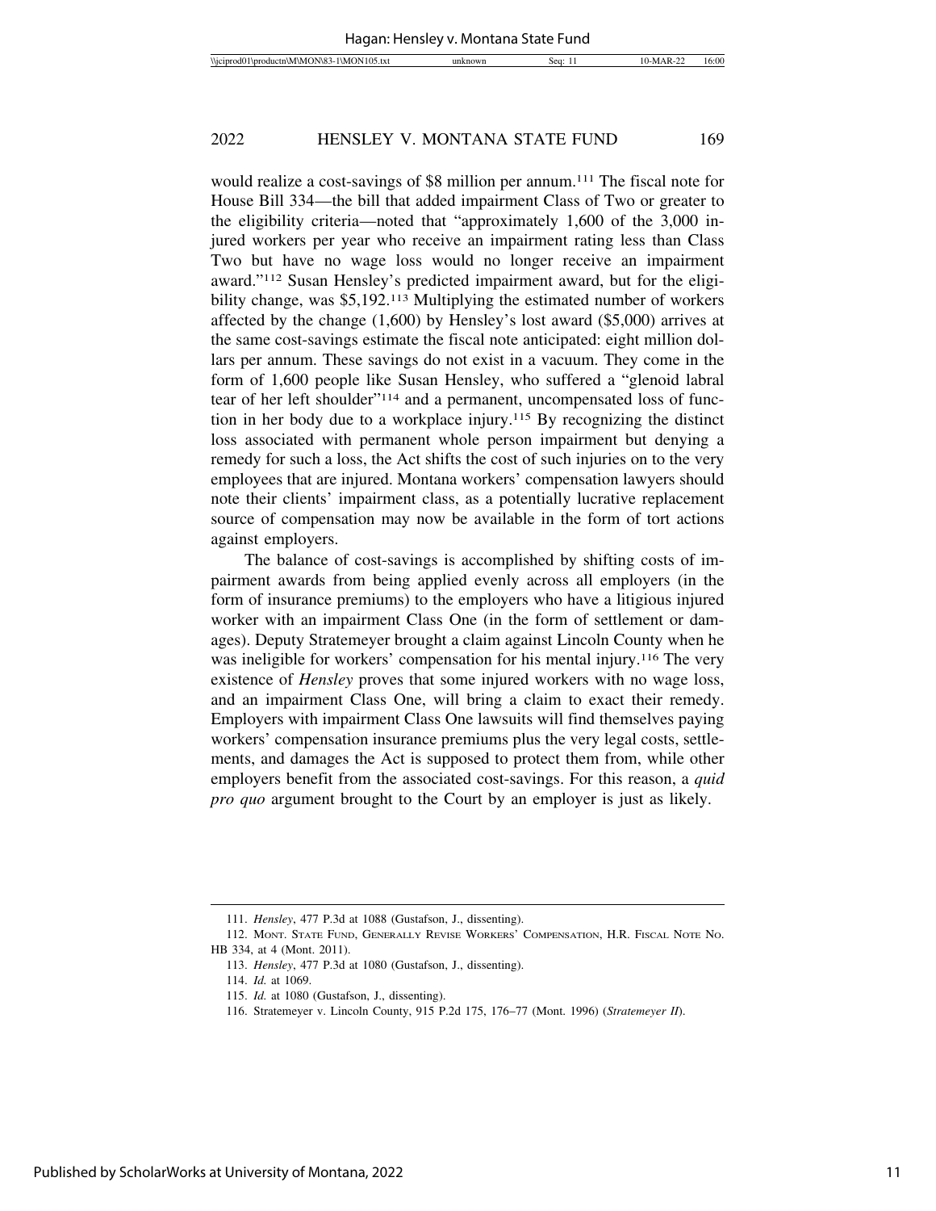would realize a cost-savings of $8 million per annum.[111] The fiscal note for House Bill 334—the bill that added impairment Class of Two or greater to the eligibility criteria—noted that "approximately 1,600 of the 3,000 injured workers per year who receive an impairment rating less than Class Two but have no wage loss would no longer receive an impairment award."[112] Susan Hensley's predicted impairment award, but for the eligibility change, was $5,192.[113] Multiplying the estimated number of workers affected by the change (1,600) by Hensley's lost award ($5,000) arrives at the same cost-savings estimate the fiscal note anticipated: eight million dollars per annum. These savings do not exist in a vacuum. They come in the form of 1,600 people like Susan Hensley, who suffered a "glenoid labral tear of her left shoulder"[114] and a permanent, uncompensated loss of function in her body due to a workplace injury.[115] By recognizing the distinct loss associated with permanent whole person impairment but denying a remedy for such a loss, the Act shifts the cost of such injuries on to the very employees that are injured. Montana workers' compensation lawyers should note their clients' impairment class, as a potentially lucrative replacement source of compensation may now be available in the form of tort actions against employers.

The balance of cost-savings is accomplished by shifting costs of impairment awards from being applied evenly across all employers (in the form of insurance premiums) to the employers who have a litigious injured worker with an impairment Class One (in the form of settlement or damages). Deputy Stratemeyer brought a claim against Lincoln County when he was ineligible for workers' compensation for his mental injury.[116] The very existence of *Hensley* proves that some injured workers with no wage loss, and an impairment Class One, will bring a claim to exact their remedy. Employers with impairment Class One lawsuits will find themselves paying workers' compensation insurance premiums plus the very legal costs, settlements, and damages the Act is supposed to protect them from, while other employers benefit from the associated cost-savings. For this reason, a *quid pro quo* argument brought to the Court by an employer is just as likely.

---

111. *Hensley*, 477 P.3d at 1088 (Gustafson, J., dissenting).

112. MONT. STATE FUND, GENERALLY REVISE WORKERS' COMPENSATION, H.R. FISCAL NOTE NO. HB 334, at 4 (Mont. 2011).

113. *Hensley*, 477 P.3d at 1080 (Gustafson, J., dissenting).

114. *Id.* at 1069.

115. *Id.* at 1080 (Gustafson, J., dissenting).

116. Stratemeyer v. Lincoln County, 915 P.2d 175, 176–77 (Mont. 1996) (*Stratemeyer II*).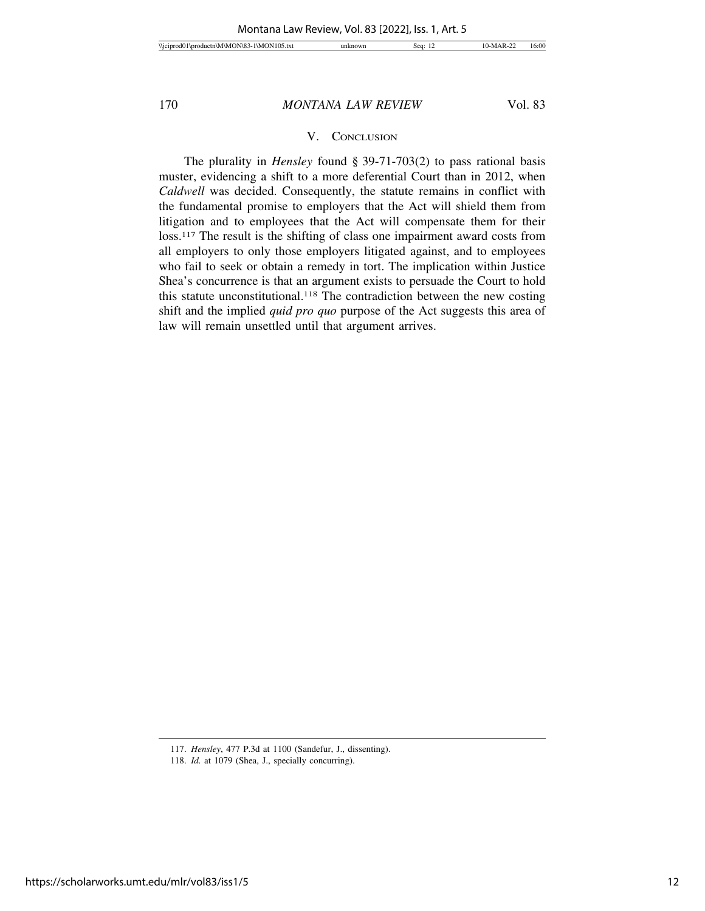## V. Conclusion

The plurality in *Hensley* found § 39-71-703(2) to pass rational basis muster, evidencing a shift to a more deferential Court than in 2012, when *Caldwell* was decided. Consequently, the statute remains in conflict with the fundamental promise to employers that the Act will shield them from litigation and to employees that the Act will compensate them for their loss.[117] The result is the shifting of class one impairment award costs from all employers to only those employers litigated against, and to employees who fail to seek or obtain a remedy in tort. The implication within Justice Shea's concurrence is that an argument exists to persuade the Court to hold this statute unconstitutional.[118] The contradiction between the new costing shift and the implied *quid pro quo* purpose of the Act suggests this area of law will remain unsettled until that argument arrives.

---

117. *Hensley*, 477 P.3d at 1100 (Sandefur, J., dissenting).

118. *Id.* at 1079 (Shea, J., specially concurring).